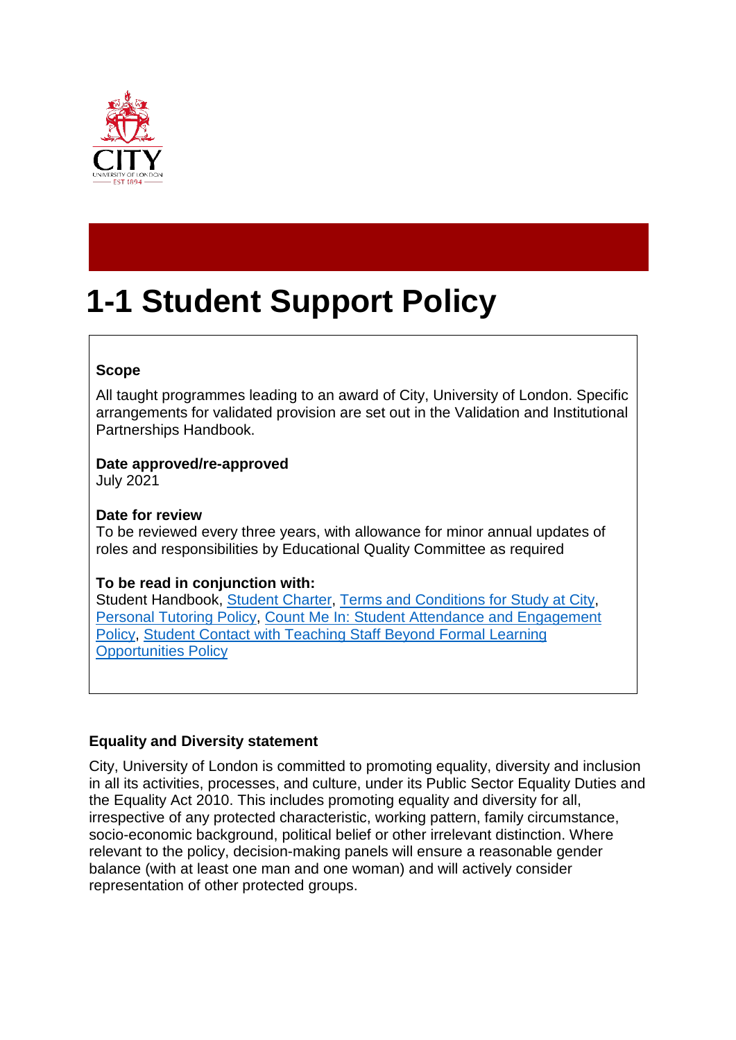# 1-1 Student Support Policy

**Scope**

All taught programmes leading to an award of City, University of London. Specific arrangements for validated provision are set out in the Validation and Institutional Partnerships Handbook.

**Date approved/re-approved**
July 2021

**Date for review**
To be reviewed every three years, with allowance for minor annual updates of roles and responsibilities by Educational Quality Committee as required

**To be read in conjunction with:**
Student Handbook, Student Charter, Terms and Conditions for Study at City, Personal Tutoring Policy, Count Me In: Student Attendance and Engagement Policy, Student Contact with Teaching Staff Beyond Formal Learning Opportunities Policy

**Equality and Diversity statement**

City, University of London is committed to promoting equality, diversity and inclusion in all its activities, processes, and culture, under its Public Sector Equality Duties and the Equality Act 2010. This includes promoting equality and diversity for all, irrespective of any protected characteristic, working pattern, family circumstance, socio-economic background, political belief or other irrelevant distinction. Where relevant to the policy, decision-making panels will ensure a reasonable gender balance (with at least one man and one woman) and will actively consider representation of other protected groups.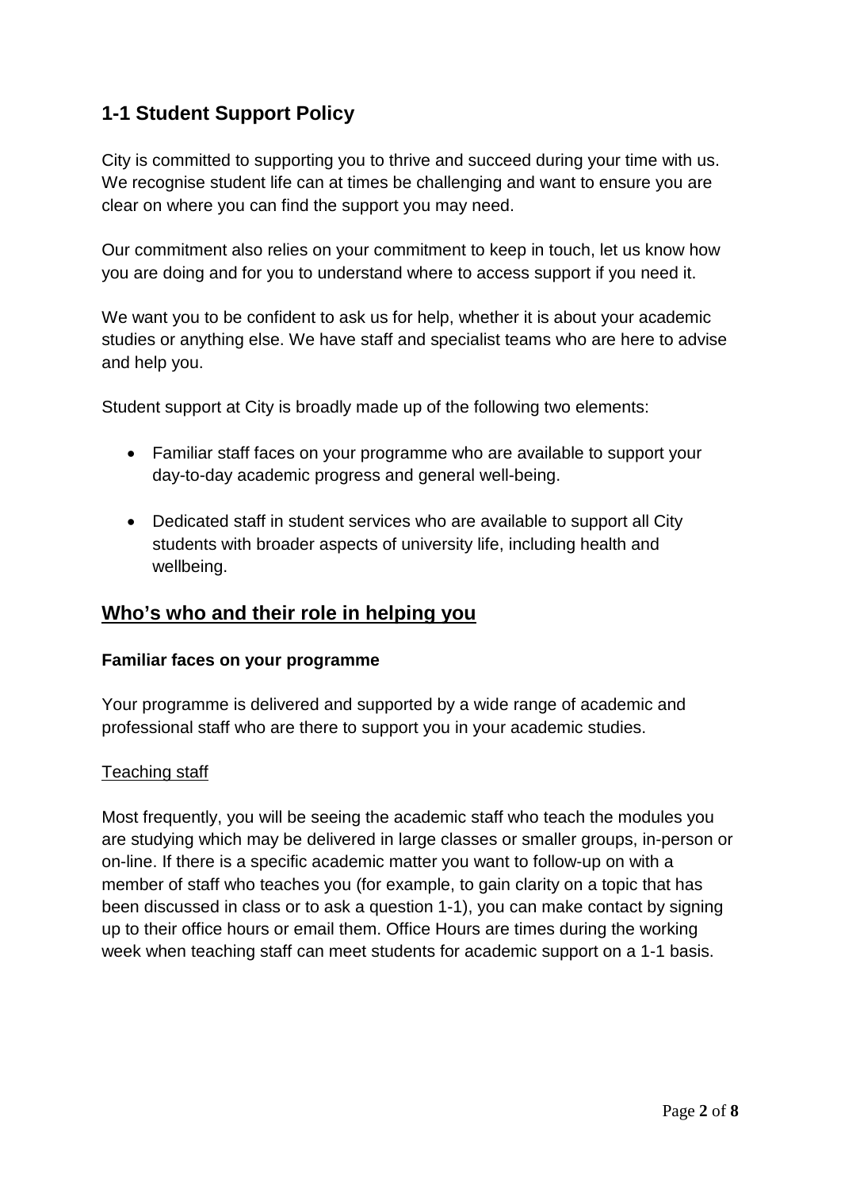## 1-1 Student Support Policy

City is committed to supporting you to thrive and succeed during your time with us. We recognise student life can at times be challenging and want to ensure you are clear on where you can find the support you may need.

Our commitment also relies on your commitment to keep in touch, let us know how you are doing and for you to understand where to access support if you need it.

We want you to be confident to ask us for help, whether it is about your academic studies or anything else. We have staff and specialist teams who are here to advise and help you.

Student support at City is broadly made up of the following two elements:

- Familiar staff faces on your programme who are available to support your day-to-day academic progress and general well-being.
- Dedicated staff in student services who are available to support all City students with broader aspects of university life, including health and wellbeing.

## Who's who and their role in helping you

**Familiar faces on your programme**

Your programme is delivered and supported by a wide range of academic and professional staff who are there to support you in your academic studies.

Teaching staff

Most frequently, you will be seeing the academic staff who teach the modules you are studying which may be delivered in large classes or smaller groups, in-person or on-line. If there is a specific academic matter you want to follow-up on with a member of staff who teaches you (for example, to gain clarity on a topic that has been discussed in class or to ask a question 1-1), you can make contact by signing up to their office hours or email them. Office Hours are times during the working week when teaching staff can meet students for academic support on a 1-1 basis.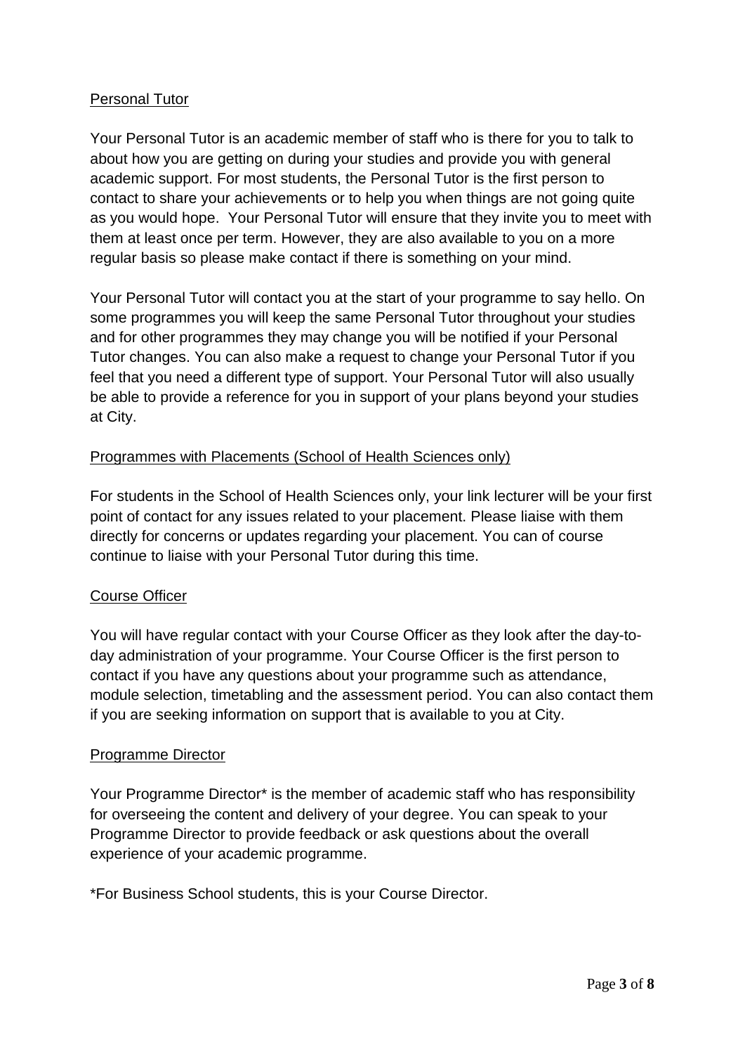## Personal Tutor

Your Personal Tutor is an academic member of staff who is there for you to talk to about how you are getting on during your studies and provide you with general academic support. For most students, the Personal Tutor is the first person to contact to share your achievements or to help you when things are not going quite as you would hope. Your Personal Tutor will ensure that they invite you to meet with them at least once per term. However, they are also available to you on a more regular basis so please make contact if there is something on your mind.

Your Personal Tutor will contact you at the start of your programme to say hello. On some programmes you will keep the same Personal Tutor throughout your studies and for other programmes they may change you will be notified if your Personal Tutor changes. You can also make a request to change your Personal Tutor if you feel that you need a different type of support. Your Personal Tutor will also usually be able to provide a reference for you in support of your plans beyond your studies at City.

## Programmes with Placements (School of Health Sciences only)

For students in the School of Health Sciences only, your link lecturer will be your first point of contact for any issues related to your placement. Please liaise with them directly for concerns or updates regarding your placement. You can of course continue to liaise with your Personal Tutor during this time.

## Course Officer

You will have regular contact with your Course Officer as they look after the day-to-day administration of your programme. Your Course Officer is the first person to contact if you have any questions about your programme such as attendance, module selection, timetabling and the assessment period. You can also contact them if you are seeking information on support that is available to you at City.

## Programme Director

Your Programme Director* is the member of academic staff who has responsibility for overseeing the content and delivery of your degree. You can speak to your Programme Director to provide feedback or ask questions about the overall experience of your academic programme.

*For Business School students, this is your Course Director.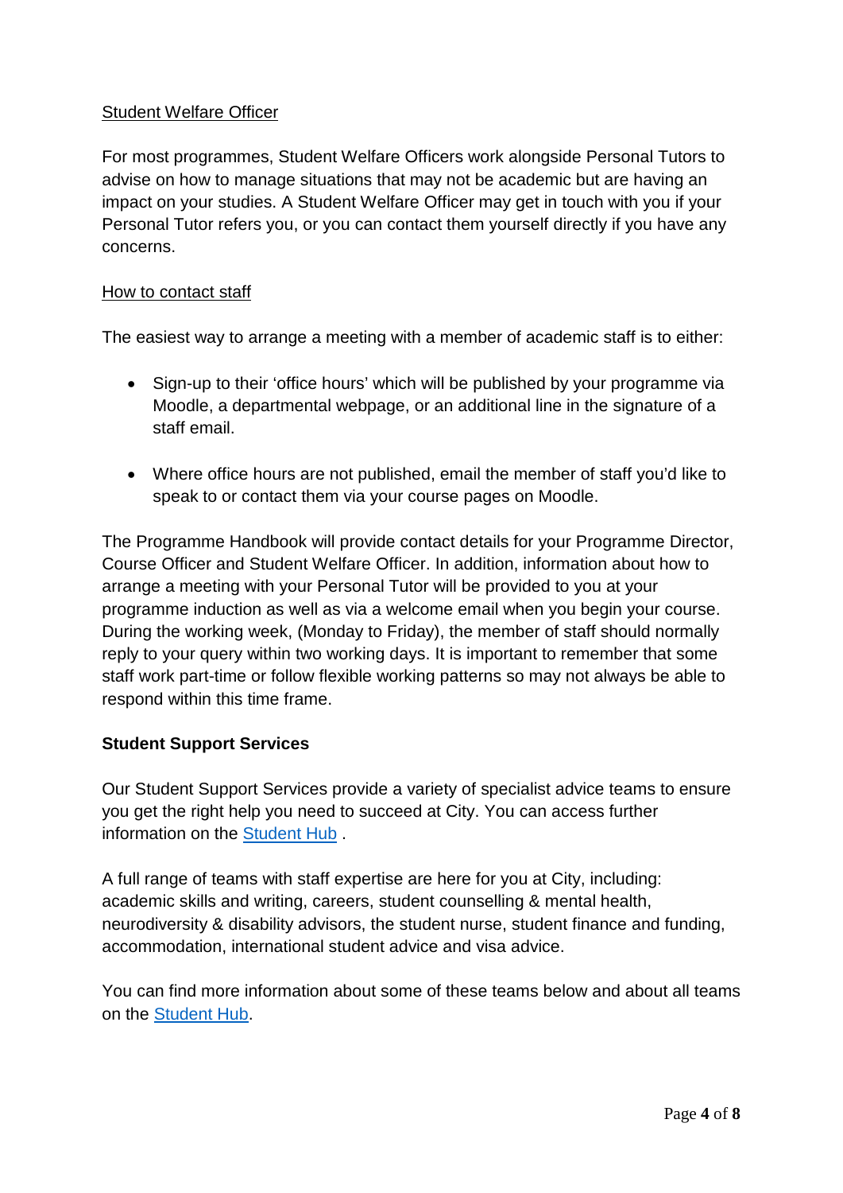<u>Student Welfare Officer</u>

For most programmes, Student Welfare Officers work alongside Personal Tutors to advise on how to manage situations that may not be academic but are having an impact on your studies. A Student Welfare Officer may get in touch with you if your Personal Tutor refers you, or you can contact them yourself directly if you have any concerns.

<u>How to contact staff</u>

The easiest way to arrange a meeting with a member of academic staff is to either:

- Sign-up to their 'office hours' which will be published by your programme via Moodle, a departmental webpage, or an additional line in the signature of a staff email.
- Where office hours are not published, email the member of staff you'd like to speak to or contact them via your course pages on Moodle.

The Programme Handbook will provide contact details for your Programme Director, Course Officer and Student Welfare Officer. In addition, information about how to arrange a meeting with your Personal Tutor will be provided to you at your programme induction as well as via a welcome email when you begin your course. During the working week, (Monday to Friday), the member of staff should normally reply to your query within two working days. It is important to remember that some staff work part-time or follow flexible working patterns so may not always be able to respond within this time frame.

**Student Support Services**

Our Student Support Services provide a variety of specialist advice teams to ensure you get the right help you need to succeed at City. You can access further information on the Student Hub .

A full range of teams with staff expertise are here for you at City, including: academic skills and writing, careers, student counselling & mental health, neurodiversity & disability advisors, the student nurse, student finance and funding, accommodation, international student advice and visa advice.

You can find more information about some of these teams below and about all teams on the Student Hub.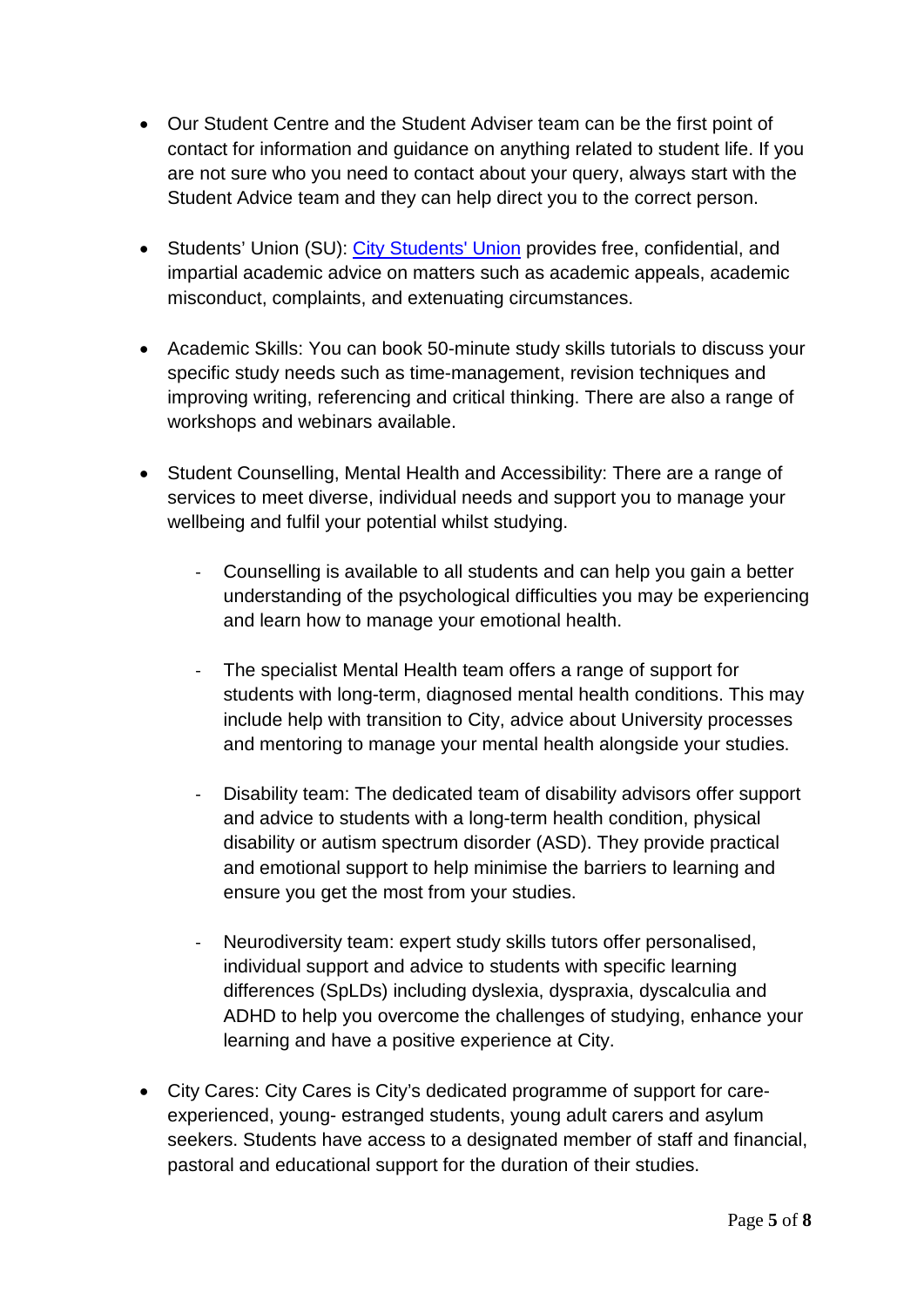- Our Student Centre and the Student Adviser team can be the first point of contact for information and guidance on anything related to student life. If you are not sure who you need to contact about your query, always start with the Student Advice team and they can help direct you to the correct person.

- Students' Union (SU): [City Students' Union]() provides free, confidential, and impartial academic advice on matters such as academic appeals, academic misconduct, complaints, and extenuating circumstances.

- Academic Skills: You can book 50-minute study skills tutorials to discuss your specific study needs such as time-management, revision techniques and improving writing, referencing and critical thinking. There are also a range of workshops and webinars available.

- Student Counselling, Mental Health and Accessibility: There are a range of services to meet diverse, individual needs and support you to manage your wellbeing and fulfil your potential whilst studying.

  - Counselling is available to all students and can help you gain a better understanding of the psychological difficulties you may be experiencing and learn how to manage your emotional health.

  - The specialist Mental Health team offers a range of support for students with long-term, diagnosed mental health conditions. This may include help with transition to City, advice about University processes and mentoring to manage your mental health alongside your studies.

  - Disability team: The dedicated team of disability advisors offer support and advice to students with a long-term health condition, physical disability or autism spectrum disorder (ASD). They provide practical and emotional support to help minimise the barriers to learning and ensure you get the most from your studies.

  - Neurodiversity team: expert study skills tutors offer personalised, individual support and advice to students with specific learning differences (SpLDs) including dyslexia, dyspraxia, dyscalculia and ADHD to help you overcome the challenges of studying, enhance your learning and have a positive experience at City.

- City Cares: City Cares is City's dedicated programme of support for care-experienced, young- estranged students, young adult carers and asylum seekers. Students have access to a designated member of staff and financial, pastoral and educational support for the duration of their studies.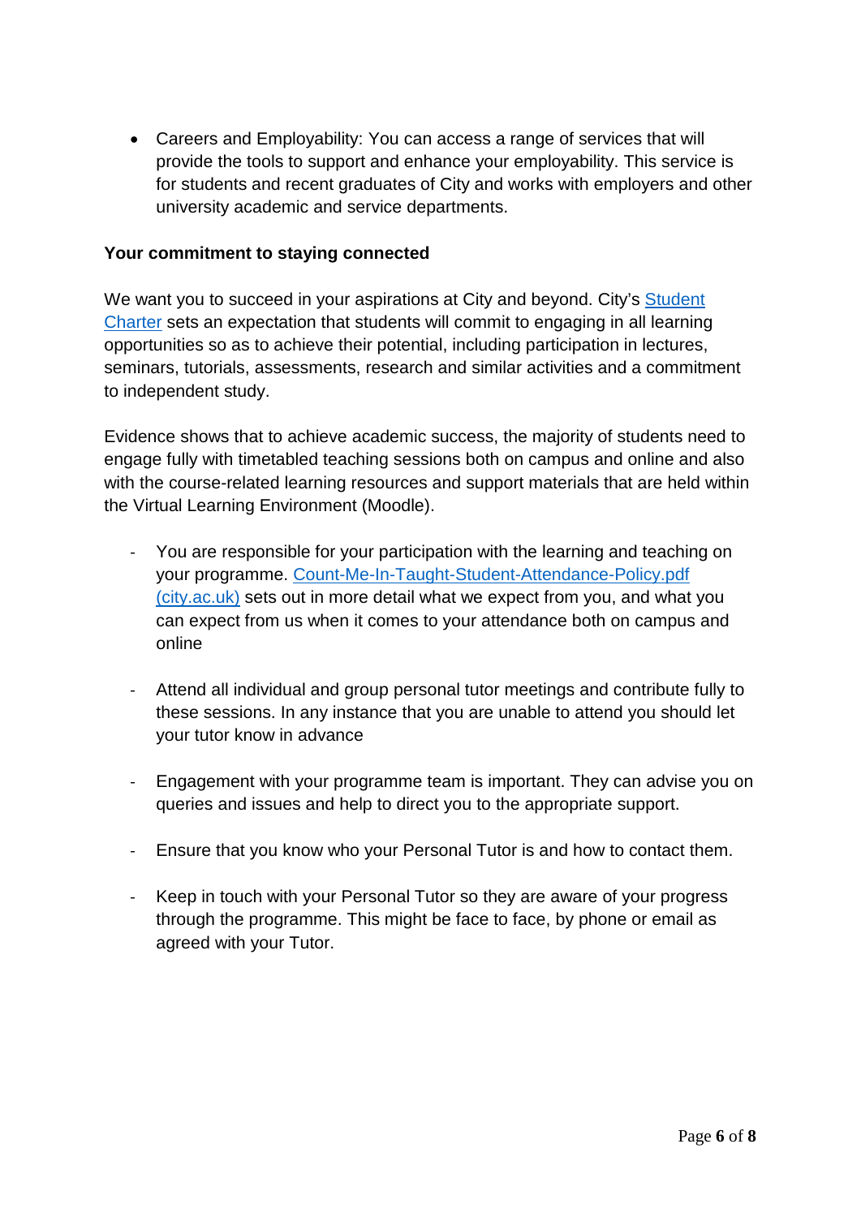- Careers and Employability: You can access a range of services that will provide the tools to support and enhance your employability. This service is for students and recent graduates of City and works with employers and other university academic and service departments.

**Your commitment to staying connected**

We want you to succeed in your aspirations at City and beyond. City's Student Charter sets an expectation that students will commit to engaging in all learning opportunities so as to achieve their potential, including participation in lectures, seminars, tutorials, assessments, research and similar activities and a commitment to independent study.

Evidence shows that to achieve academic success, the majority of students need to engage fully with timetabled teaching sessions both on campus and online and also with the course-related learning resources and support materials that are held within the Virtual Learning Environment (Moodle).

- You are responsible for your participation with the learning and teaching on your programme. Count-Me-In-Taught-Student-Attendance-Policy.pdf (city.ac.uk) sets out in more detail what we expect from you, and what you can expect from us when it comes to your attendance both on campus and online

- Attend all individual and group personal tutor meetings and contribute fully to these sessions. In any instance that you are unable to attend you should let your tutor know in advance

- Engagement with your programme team is important. They can advise you on queries and issues and help to direct you to the appropriate support.

- Ensure that you know who your Personal Tutor is and how to contact them.

- Keep in touch with your Personal Tutor so they are aware of your progress through the programme. This might be face to face, by phone or email as agreed with your Tutor.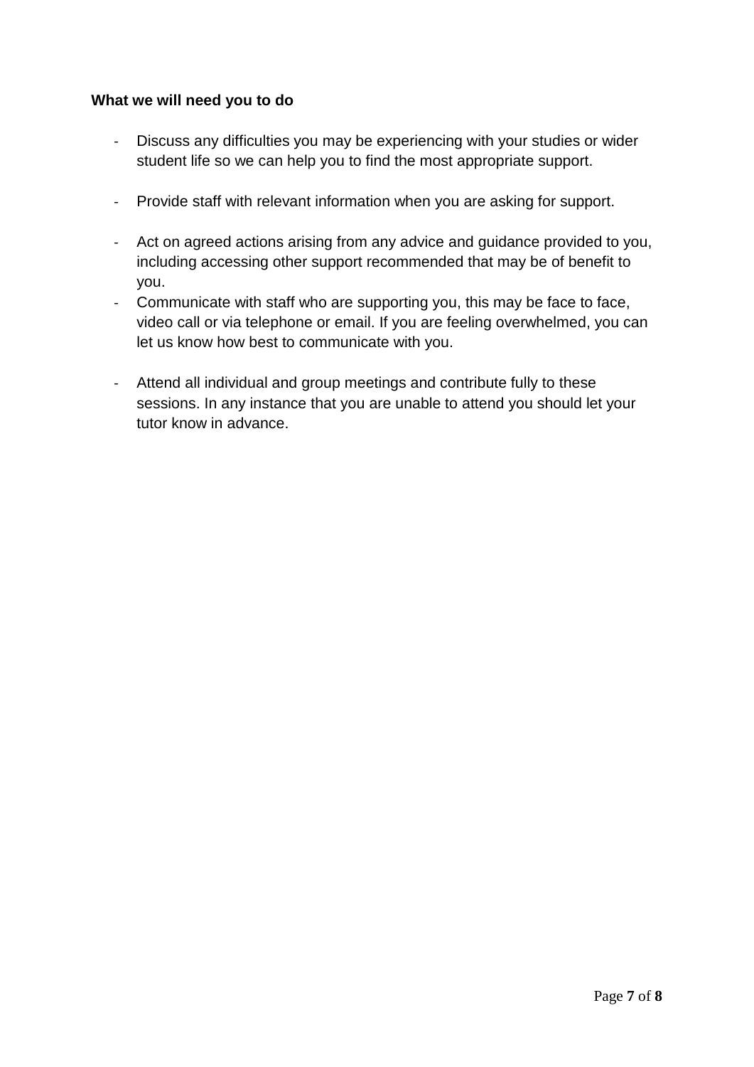**What we will need you to do**

- Discuss any difficulties you may be experiencing with your studies or wider student life so we can help you to find the most appropriate support.
- Provide staff with relevant information when you are asking for support.
- Act on agreed actions arising from any advice and guidance provided to you, including accessing other support recommended that may be of benefit to you.
- Communicate with staff who are supporting you, this may be face to face, video call or via telephone or email. If you are feeling overwhelmed, you can let us know how best to communicate with you.
- Attend all individual and group meetings and contribute fully to these sessions. In any instance that you are unable to attend you should let your tutor know in advance.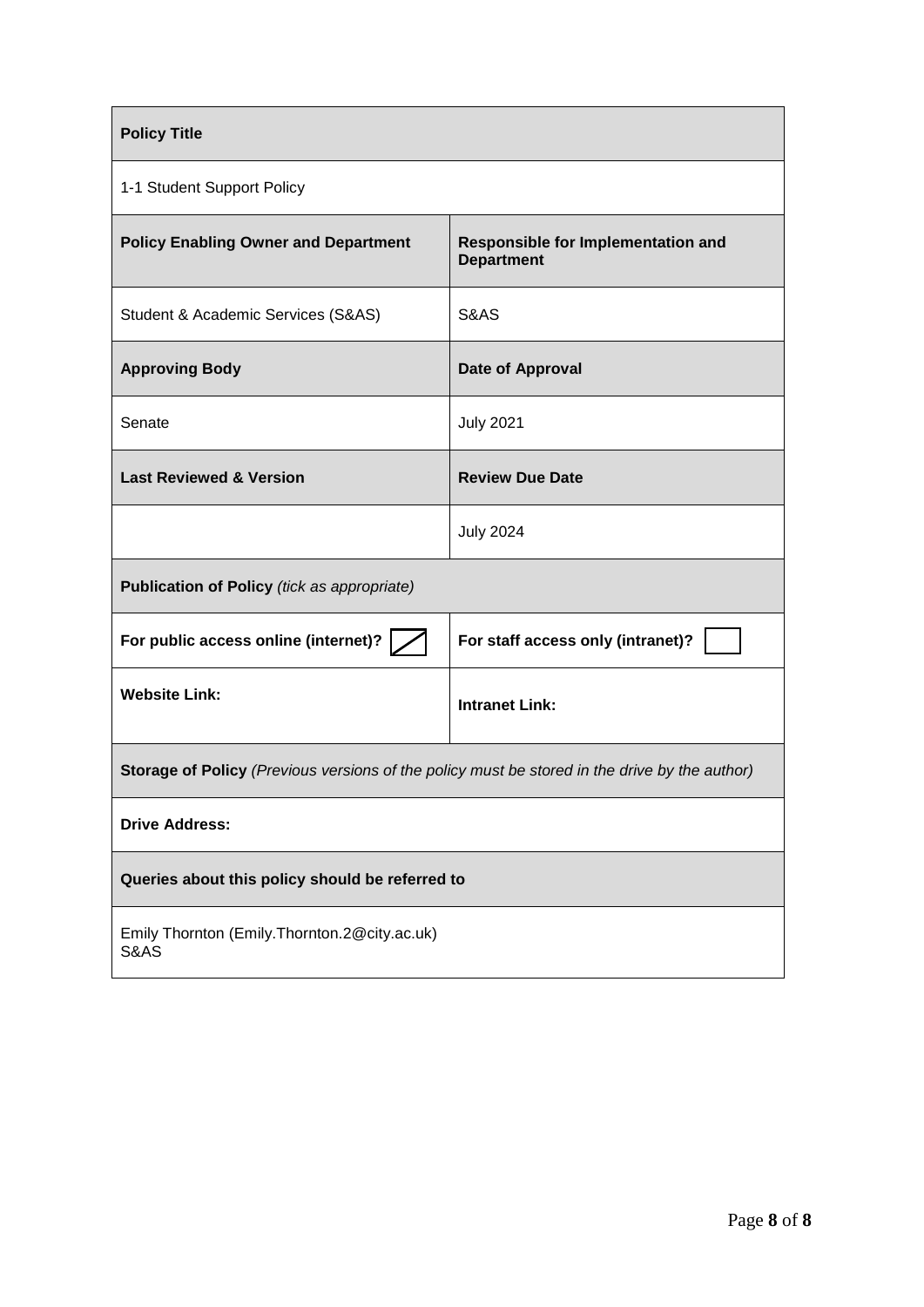| | |
|---|---|
| **Policy Title** | |
| 1-1 Student Support Policy | |
| **Policy Enabling Owner and Department** | **Responsible for Implementation and Department** |
| Student & Academic Services (S&AS) | S&AS |
| **Approving Body** | **Date of Approval** |
| Senate | July 2021 |
| **Last Reviewed & Version** | **Review Due Date** |
| | July 2024 |
| **Publication of Policy** *(tick as appropriate)* | |
| **For public access online (internet)?** ☑ | **For staff access only (intranet)?** ☐ |
| **Website Link:** | **Intranet Link:** |
| **Storage of Policy** *(Previous versions of the policy must be stored in the drive by the author)* | |
| **Drive Address:** | |
| **Queries about this policy should be referred to** | |
| Emily Thornton (Emily.Thornton.2@city.ac.uk) S&AS | |